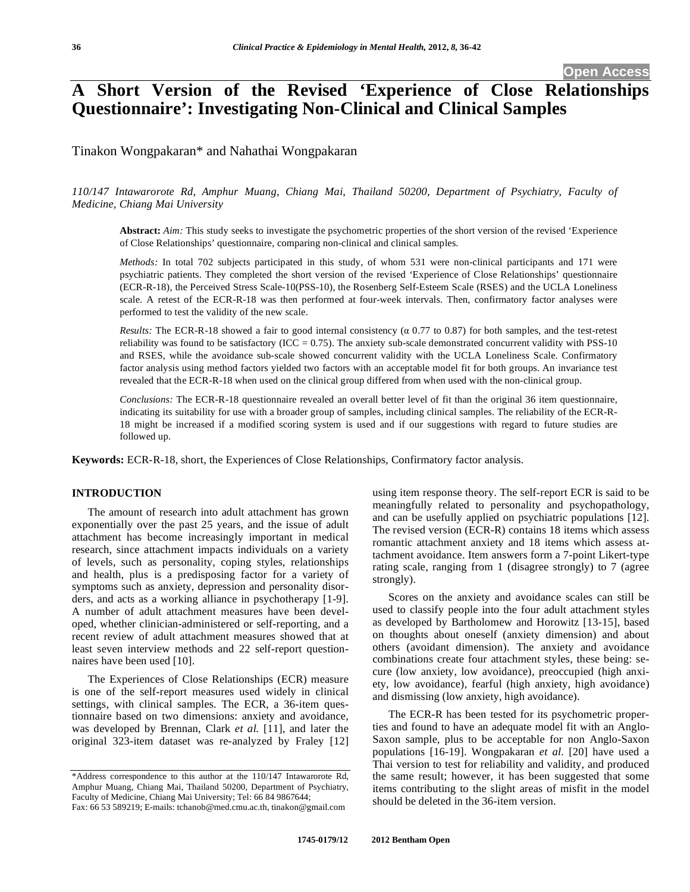Open Access

# A Short Version of the Revised 'Experience of Close Relationships Questionnaire': Investigating Non-Clinical and Clinical Samples

Tinakon Wongpakaran* and Nahathai Wongpakaran

*110/147 Intawarorote Rd, Amphur Muang, Chiang Mai, Thailand 50200, Department of Psychiatry, Faculty of Medicine, Chiang Mai University*

**Abstract:** *Aim:* This study seeks to investigate the psychometric properties of the short version of the revised 'Experience of Close Relationships' questionnaire, comparing non-clinical and clinical samples.

*Methods:* In total 702 subjects participated in this study, of whom 531 were non-clinical participants and 171 were psychiatric patients. They completed the short version of the revised 'Experience of Close Relationships' questionnaire (ECR-R-18), the Perceived Stress Scale-10(PSS-10), the Rosenberg Self-Esteem Scale (RSES) and the UCLA Loneliness scale. A retest of the ECR-R-18 was then performed at four-week intervals. Then, confirmatory factor analyses were performed to test the validity of the new scale.

*Results:* The ECR-R-18 showed a fair to good internal consistency ($\alpha$ 0.77 to 0.87) for both samples, and the test-retest reliability was found to be satisfactory (ICC = 0.75). The anxiety sub-scale demonstrated concurrent validity with PSS-10 and RSES, while the avoidance sub-scale showed concurrent validity with the UCLA Loneliness Scale. Confirmatory factor analysis using method factors yielded two factors with an acceptable model fit for both groups. An invariance test revealed that the ECR-R-18 when used on the clinical group differed from when used with the non-clinical group.

*Conclusions:* The ECR-R-18 questionnaire revealed an overall better level of fit than the original 36 item questionnaire, indicating its suitability for use with a broader group of samples, including clinical samples. The reliability of the ECR-R-18 might be increased if a modified scoring system is used and if our suggestions with regard to future studies are followed up.

**Keywords:** ECR-R-18, short, the Experiences of Close Relationships, Confirmatory factor analysis.

## INTRODUCTION

The amount of research into adult attachment has grown exponentially over the past 25 years, and the issue of adult attachment has become increasingly important in medical research, since attachment impacts individuals on a variety of levels, such as personality, coping styles, relationships and health, plus is a predisposing factor for a variety of symptoms such as anxiety, depression and personality disorders, and acts as a working alliance in psychotherapy [1-9]. A number of adult attachment measures have been developed, whether clinician-administered or self-reporting, and a recent review of adult attachment measures showed that at least seven interview methods and 22 self-report questionnaires have been used [10].

The Experiences of Close Relationships (ECR) measure is one of the self-report measures used widely in clinical settings, with clinical samples. The ECR, a 36-item questionnaire based on two dimensions: anxiety and avoidance, was developed by Brennan, Clark *et al.* [11], and later the original 323-item dataset was re-analyzed by Fraley [12] using item response theory. The self-report ECR is said to be meaningfully related to personality and psychopathology, and can be usefully applied on psychiatric populations [12]. The revised version (ECR-R) contains 18 items which assess romantic attachment anxiety and 18 items which assess attachment avoidance. Item answers form a 7-point Likert-type rating scale, ranging from 1 (disagree strongly) to 7 (agree strongly).

Scores on the anxiety and avoidance scales can still be used to classify people into the four adult attachment styles as developed by Bartholomew and Horowitz [13-15], based on thoughts about oneself (anxiety dimension) and about others (avoidant dimension). The anxiety and avoidance combinations create four attachment styles, these being: secure (low anxiety, low avoidance), preoccupied (high anxiety, low avoidance), fearful (high anxiety, high avoidance) and dismissing (low anxiety, high avoidance).

The ECR-R has been tested for its psychometric properties and found to have an adequate model fit with an Anglo-Saxon sample, plus to be acceptable for non Anglo-Saxon populations [16-19]. Wongpakaran *et al.* [20] have used a Thai version to test for reliability and validity, and produced the same result; however, it has been suggested that some items contributing to the slight areas of misfit in the model should be deleted in the 36-item version.

*Address correspondence to this author at the 110/147 Intawarorote Rd, Amphur Muang, Chiang Mai, Thailand 50200, Department of Psychiatry, Faculty of Medicine, Chiang Mai University; Tel: 66 84 9867644; Fax: 66 53 589219; E-mails: tchanob@med.cmu.ac.th, tinakon@gmail.com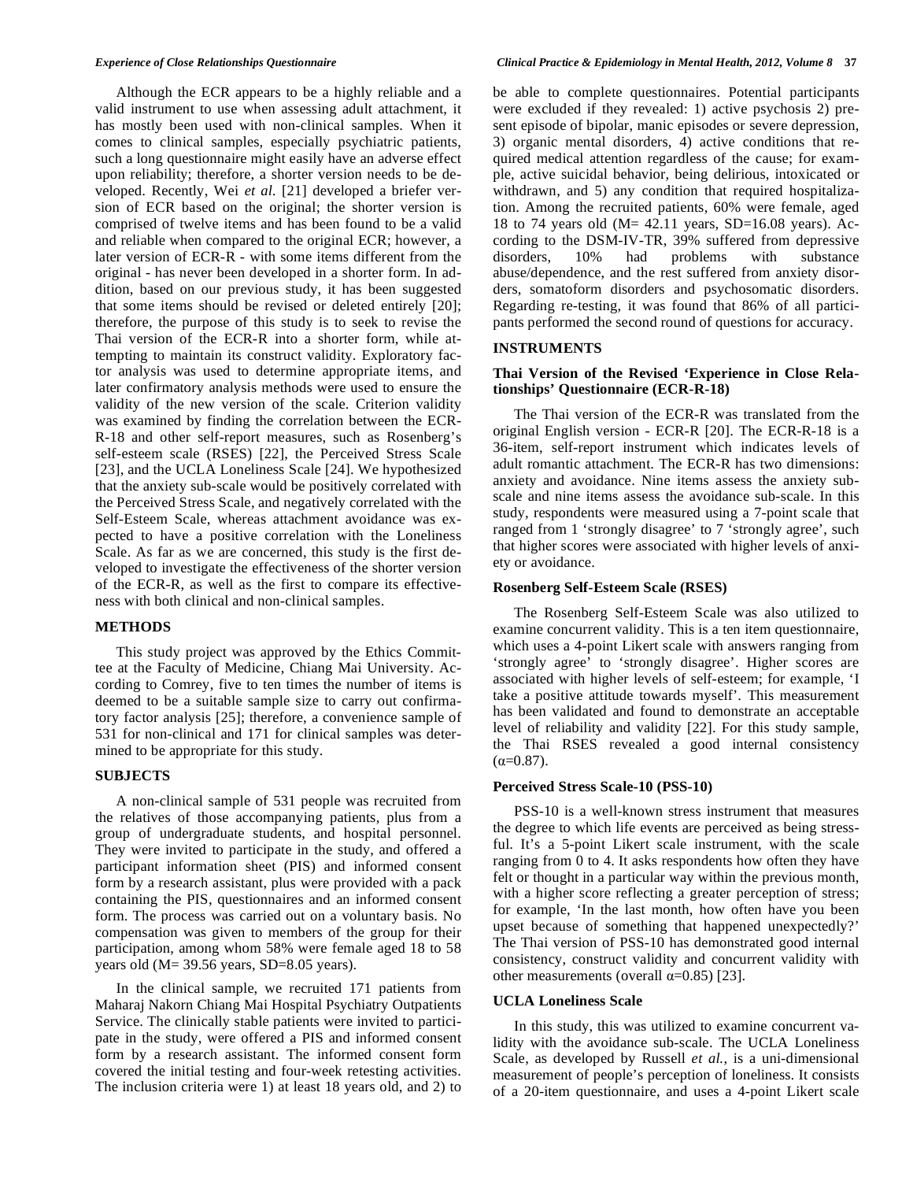Although the ECR appears to be a highly reliable and a valid instrument to use when assessing adult attachment, it has mostly been used with non-clinical samples. When it comes to clinical samples, especially psychiatric patients, such a long questionnaire might easily have an adverse effect upon reliability; therefore, a shorter version needs to be developed. Recently, Wei *et al.* [21] developed a briefer version of ECR based on the original; the shorter version is comprised of twelve items and has been found to be a valid and reliable when compared to the original ECR; however, a later version of ECR-R - with some items different from the original - has never been developed in a shorter form. In addition, based on our previous study, it has been suggested that some items should be revised or deleted entirely [20]; therefore, the purpose of this study is to seek to revise the Thai version of the ECR-R into a shorter form, while attempting to maintain its construct validity. Exploratory factor analysis was used to determine appropriate items, and later confirmatory analysis methods were used to ensure the validity of the new version of the scale. Criterion validity was examined by finding the correlation between the ECR-R-18 and other self-report measures, such as Rosenberg's self-esteem scale (RSES) [22], the Perceived Stress Scale [23], and the UCLA Loneliness Scale [24]. We hypothesized that the anxiety sub-scale would be positively correlated with the Perceived Stress Scale, and negatively correlated with the Self-Esteem Scale, whereas attachment avoidance was expected to have a positive correlation with the Loneliness Scale. As far as we are concerned, this study is the first developed to investigate the effectiveness of the shorter version of the ECR-R, as well as the first to compare its effectiveness with both clinical and non-clinical samples.

## METHODS

This study project was approved by the Ethics Committee at the Faculty of Medicine, Chiang Mai University. According to Comrey, five to ten times the number of items is deemed to be a suitable sample size to carry out confirmatory factor analysis [25]; therefore, a convenience sample of 531 for non-clinical and 171 for clinical samples was determined to be appropriate for this study.

## SUBJECTS

A non-clinical sample of 531 people was recruited from the relatives of those accompanying patients, plus from a group of undergraduate students, and hospital personnel. They were invited to participate in the study, and offered a participant information sheet (PIS) and informed consent form by a research assistant, plus were provided with a pack containing the PIS, questionnaires and an informed consent form. The process was carried out on a voluntary basis. No compensation was given to members of the group for their participation, among whom 58% were female aged 18 to 58 years old (M= 39.56 years, SD=8.05 years).

In the clinical sample, we recruited 171 patients from Maharaj Nakorn Chiang Mai Hospital Psychiatry Outpatients Service. The clinically stable patients were invited to participate in the study, were offered a PIS and informed consent form by a research assistant. The informed consent form covered the initial testing and four-week retesting activities. The inclusion criteria were 1) at least 18 years old, and 2) to be able to complete questionnaires. Potential participants were excluded if they revealed: 1) active psychosis 2) present episode of bipolar, manic episodes or severe depression, 3) organic mental disorders, 4) active conditions that required medical attention regardless of the cause; for example, active suicidal behavior, being delirious, intoxicated or withdrawn, and 5) any condition that required hospitalization. Among the recruited patients, 60% were female, aged 18 to 74 years old (M= 42.11 years, SD=16.08 years). According to the DSM-IV-TR, 39% suffered from depressive disorders, 10% had problems with substance abuse/dependence, and the rest suffered from anxiety disorders, somatoform disorders and psychosomatic disorders. Regarding re-testing, it was found that 86% of all participants performed the second round of questions for accuracy.

## INSTRUMENTS

### Thai Version of the Revised 'Experience in Close Relationships' Questionnaire (ECR-R-18)

The Thai version of the ECR-R was translated from the original English version - ECR-R [20]. The ECR-R-18 is a 36-item, self-report instrument which indicates levels of adult romantic attachment. The ECR-R has two dimensions: anxiety and avoidance. Nine items assess the anxiety subscale and nine items assess the avoidance sub-scale. In this study, respondents were measured using a 7-point scale that ranged from 1 'strongly disagree' to 7 'strongly agree', such that higher scores were associated with higher levels of anxiety or avoidance.

### Rosenberg Self-Esteem Scale (RSES)

The Rosenberg Self-Esteem Scale was also utilized to examine concurrent validity. This is a ten item questionnaire, which uses a 4-point Likert scale with answers ranging from 'strongly agree' to 'strongly disagree'. Higher scores are associated with higher levels of self-esteem; for example, 'I take a positive attitude towards myself'. This measurement has been validated and found to demonstrate an acceptable level of reliability and validity [22]. For this study sample, the Thai RSES revealed a good internal consistency ($\alpha$=0.87).

### Perceived Stress Scale-10 (PSS-10)

PSS-10 is a well-known stress instrument that measures the degree to which life events are perceived as being stressful. It's a 5-point Likert scale instrument, with the scale ranging from 0 to 4. It asks respondents how often they have felt or thought in a particular way within the previous month, with a higher score reflecting a greater perception of stress; for example, 'In the last month, how often have you been upset because of something that happened unexpectedly?' The Thai version of PSS-10 has demonstrated good internal consistency, construct validity and concurrent validity with other measurements (overall $\alpha$=0.85) [23].

### UCLA Loneliness Scale

In this study, this was utilized to examine concurrent validity with the avoidance sub-scale. The UCLA Loneliness Scale, as developed by Russell *et al.*, is a uni-dimensional measurement of people's perception of loneliness. It consists of a 20-item questionnaire, and uses a 4-point Likert scale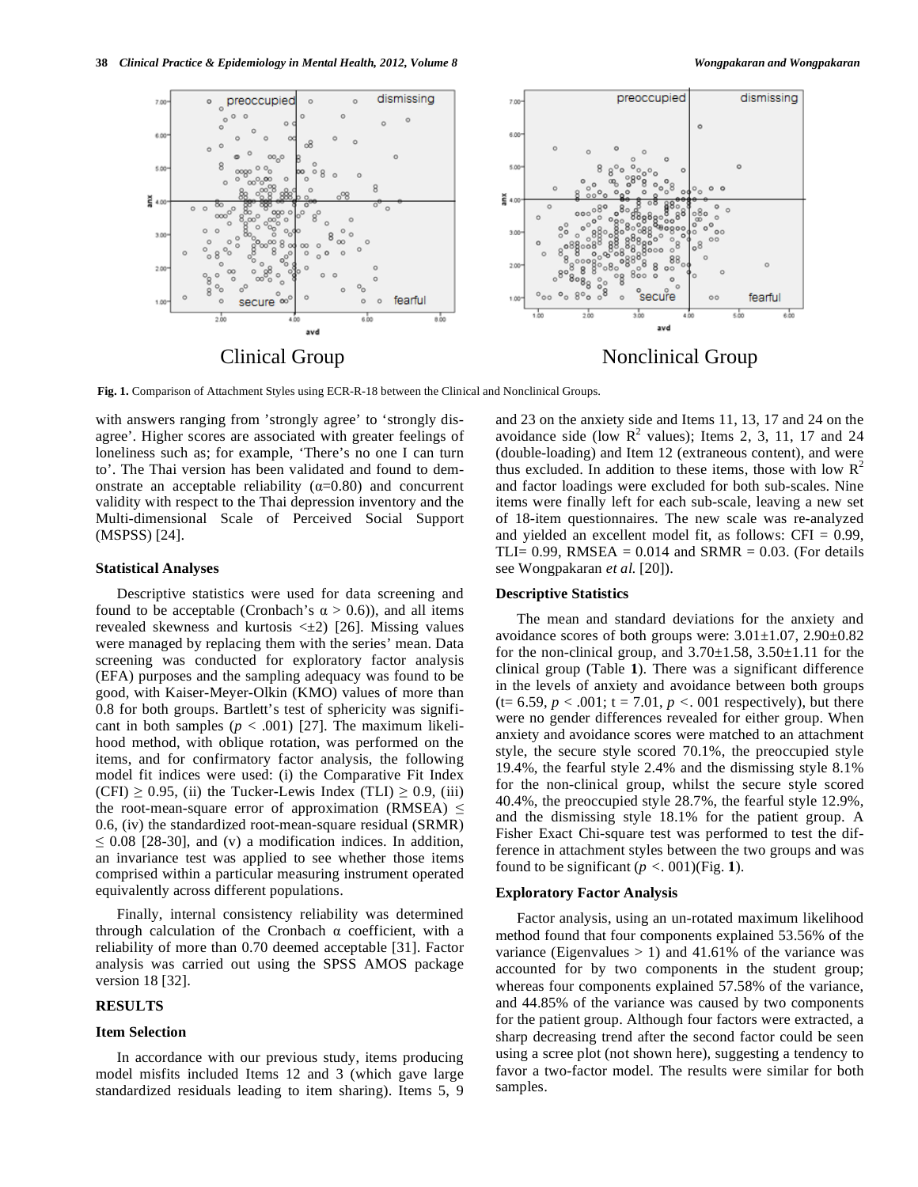Clinical Group

Nonclinical Group

**Fig. 1.** Comparison of Attachment Styles using ECR-R-18 between the Clinical and Nonclinical Groups.

with answers ranging from 'strongly agree' to 'strongly disagree'. Higher scores are associated with greater feelings of loneliness such as; for example, 'There's no one I can turn to'. The Thai version has been validated and found to demonstrate an acceptable reliability (α=0.80) and concurrent validity with respect to the Thai depression inventory and the Multi-dimensional Scale of Perceived Social Support (MSPSS) [24].

### Statistical Analyses

Descriptive statistics were used for data screening and found to be acceptable (Cronbach's $\alpha > 0.6$)), and all items revealed skewness and kurtosis $<\pm 2$) [26]. Missing values were managed by replacing them with the series' mean. Data screening was conducted for exploratory factor analysis (EFA) purposes and the sampling adequacy was found to be good, with Kaiser-Meyer-Olkin (KMO) values of more than 0.8 for both groups. Bartlett's test of sphericity was significant in both samples ($p < .001$) [27]. The maximum likelihood method, with oblique rotation, was performed on the items, and for confirmatory factor analysis, the following model fit indices were used: (i) the Comparative Fit Index (CFI) $\geq 0.95$, (ii) the Tucker-Lewis Index (TLI) $\geq 0.9$, (iii) the root-mean-square error of approximation (RMSEA) $\leq 0.6$, (iv) the standardized root-mean-square residual (SRMR) $\leq 0.08$ [28-30], and (v) a modification indices. In addition, an invariance test was applied to see whether those items comprised within a particular measuring instrument operated equivalently across different populations.

Finally, internal consistency reliability was determined through calculation of the Cronbach α coefficient, with a reliability of more than 0.70 deemed acceptable [31]. Factor analysis was carried out using the SPSS AMOS package version 18 [32].

## RESULTS

### Item Selection

In accordance with our previous study, items producing model misfits included Items 12 and 3 (which gave large standardized residuals leading to item sharing). Items 5, 9 and 23 on the anxiety side and Items 11, 13, 17 and 24 on the avoidance side (low $R^2$ values); Items 2, 3, 11, 17 and 24 (double-loading) and Item 12 (extraneous content), and were thus excluded. In addition to these items, those with low $R^2$ and factor loadings were excluded for both sub-scales. Nine items were finally left for each sub-scale, leaving a new set of 18-item questionnaires. The new scale was re-analyzed and yielded an excellent model fit, as follows: CFI = 0.99, TLI= 0.99, RMSEA = 0.014 and SRMR = 0.03. (For details see Wongpakaran *et al.* [20]).

### Descriptive Statistics

The mean and standard deviations for the anxiety and avoidance scores of both groups were: 3.01±1.07, 2.90±0.82 for the non-clinical group, and 3.70±1.58, 3.50±1.11 for the clinical group (Table **1**). There was a significant difference in the levels of anxiety and avoidance between both groups (t= 6.59, $p < .001$; t = 7.01, $p <$. 001 respectively), but there were no gender differences revealed for either group. When anxiety and avoidance scores were matched to an attachment style, the secure style scored 70.1%, the preoccupied style 19.4%, the fearful style 2.4% and the dismissing style 8.1% for the non-clinical group, whilst the secure style scored 40.4%, the preoccupied style 28.7%, the fearful style 12.9%, and the dismissing style 18.1% for the patient group. A Fisher Exact Chi-square test was performed to test the difference in attachment styles between the two groups and was found to be significant ($p <$. 001)(Fig. **1**).

### Exploratory Factor Analysis

Factor analysis, using an un-rotated maximum likelihood method found that four components explained 53.56% of the variance (Eigenvalues > 1) and 41.61% of the variance was accounted for by two components in the student group; whereas four components explained 57.58% of the variance, and 44.85% of the variance was caused by two components for the patient group. Although four factors were extracted, a sharp decreasing trend after the second factor could be seen using a scree plot (not shown here), suggesting a tendency to favor a two-factor model. The results were similar for both samples.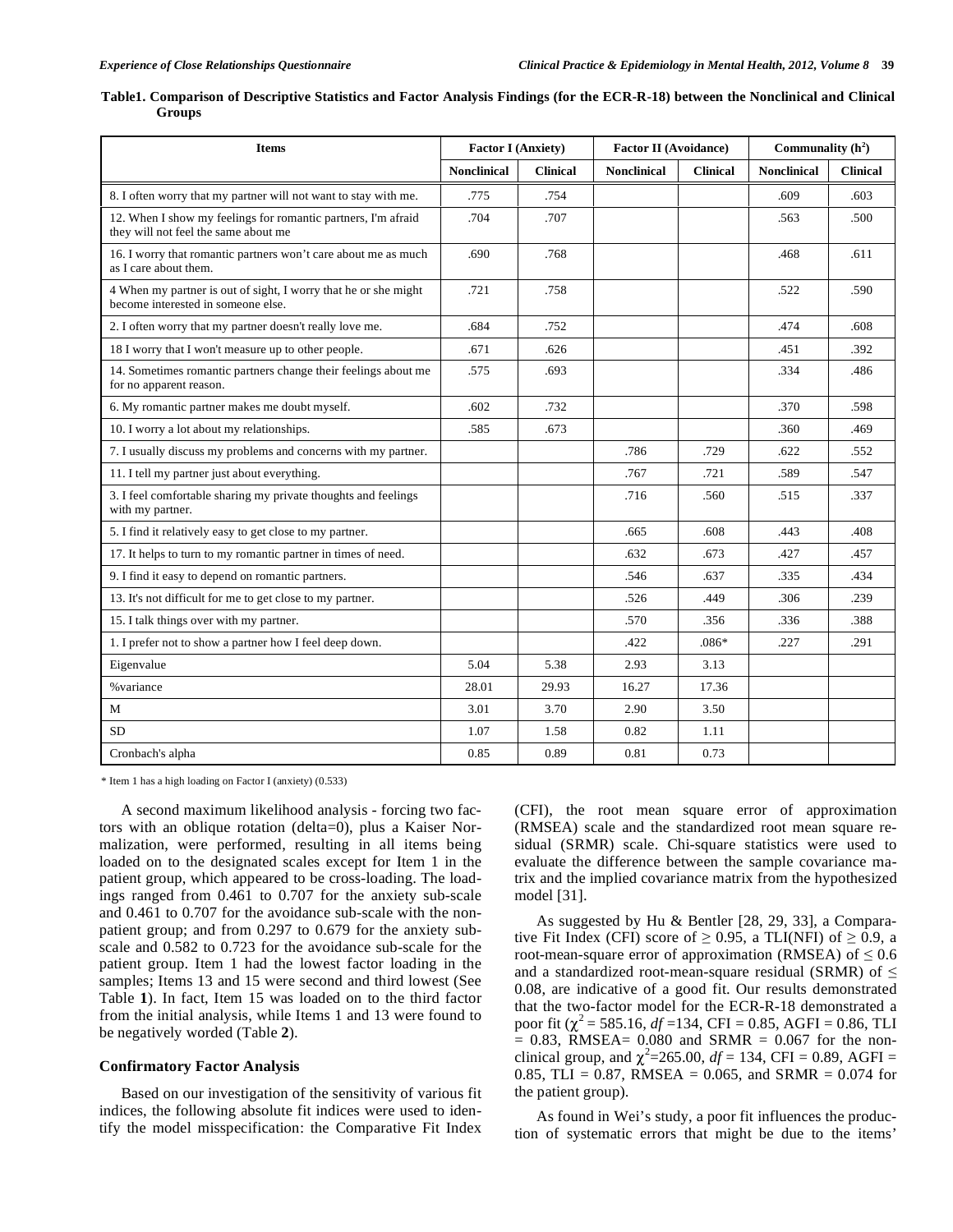**Table1. Comparison of Descriptive Statistics and Factor Analysis Findings (for the ECR-R-18) between the Nonclinical and Clinical Groups**

| Items | Factor I (Anxiety) | | Factor II (Avoidance) | | Communality ($h^2$) | |
|---|---|---|---|---|---|---|
| | Nonclinical | Clinical | Nonclinical | Clinical | Nonclinical | Clinical |
| 8. I often worry that my partner will not want to stay with me. | .775 | .754 | | | .609 | .603 |
| 12. When I show my feelings for romantic partners, I'm afraid they will not feel the same about me | .704 | .707 | | | .563 | .500 |
| 16. I worry that romantic partners won't care about me as much as I care about them. | .690 | .768 | | | .468 | .611 |
| 4 When my partner is out of sight, I worry that he or she might become interested in someone else. | .721 | .758 | | | .522 | .590 |
| 2. I often worry that my partner doesn't really love me. | .684 | .752 | | | .474 | .608 |
| 18 I worry that I won't measure up to other people. | .671 | .626 | | | .451 | .392 |
| 14. Sometimes romantic partners change their feelings about me for no apparent reason. | .575 | .693 | | | .334 | .486 |
| 6. My romantic partner makes me doubt myself. | .602 | .732 | | | .370 | .598 |
| 10. I worry a lot about my relationships. | .585 | .673 | | | .360 | .469 |
| 7. I usually discuss my problems and concerns with my partner. | | | .786 | .729 | .622 | .552 |
| 11. I tell my partner just about everything. | | | .767 | .721 | .589 | .547 |
| 3. I feel comfortable sharing my private thoughts and feelings with my partner. | | | .716 | .560 | .515 | .337 |
| 5. I find it relatively easy to get close to my partner. | | | .665 | .608 | .443 | .408 |
| 17. It helps to turn to my romantic partner in times of need. | | | .632 | .673 | .427 | .457 |
| 9. I find it easy to depend on romantic partners. | | | .546 | .637 | .335 | .434 |
| 13. It's not difficult for me to get close to my partner. | | | .526 | .449 | .306 | .239 |
| 15. I talk things over with my partner. | | | .570 | .356 | .336 | .388 |
| 1. I prefer not to show a partner how I feel deep down. | | | .422 | .086* | .227 | .291 |
| Eigenvalue | 5.04 | 5.38 | 2.93 | 3.13 | | |
| %variance | 28.01 | 29.93 | 16.27 | 17.36 | | |
| M | 3.01 | 3.70 | 2.90 | 3.50 | | |
| SD | 1.07 | 1.58 | 0.82 | 1.11 | | |
| Cronbach's alpha | 0.85 | 0.89 | 0.81 | 0.73 | | |

\* Item 1 has a high loading on Factor I (anxiety) (0.533)

A second maximum likelihood analysis - forcing two factors with an oblique rotation (delta=0), plus a Kaiser Normalization, were performed, resulting in all items being loaded on to the designated scales except for Item 1 in the patient group, which appeared to be cross-loading. The loadings ranged from 0.461 to 0.707 for the anxiety sub-scale and 0.461 to 0.707 for the avoidance sub-scale with the non-patient group; and from 0.297 to 0.679 for the anxiety sub-scale and 0.582 to 0.723 for the avoidance sub-scale for the patient group. Item 1 had the lowest factor loading in the samples; Items 13 and 15 were second and third lowest (See Table **1**). In fact, Item 15 was loaded on to the third factor from the initial analysis, while Items 1 and 13 were found to be negatively worded (Table **2**).

### Confirmatory Factor Analysis

Based on our investigation of the sensitivity of various fit indices, the following absolute fit indices were used to identify the model misspecification: the Comparative Fit Index (CFI), the root mean square error of approximation (RMSEA) scale and the standardized root mean square residual (SRMR) scale. Chi-square statistics were used to evaluate the difference between the sample covariance matrix and the implied covariance matrix from the hypothesized model [31].

As suggested by Hu & Bentler [28, 29, 33], a Comparative Fit Index (CFI) score of $\geq 0.95$, a TLI(NFI) of $\geq 0.9$, a root-mean-square error of approximation (RMSEA) of $\leq 0.6$ and a standardized root-mean-square residual (SRMR) of $\leq 0.08$, are indicative of a good fit. Our results demonstrated that the two-factor model for the ECR-R-18 demonstrated a poor fit ($\chi^2 = 585.16$, $df = 134$, CFI = 0.85, AGFI = 0.86, TLI = 0.83, RMSEA= 0.080 and SRMR = 0.067 for the non-clinical group, and $\chi^2 = 265.00$, $df = 134$, CFI = 0.89, AGFI = 0.85, TLI = 0.87, RMSEA = 0.065, and SRMR = 0.074 for the patient group).

As found in Wei's study, a poor fit influences the production of systematic errors that might be due to the items'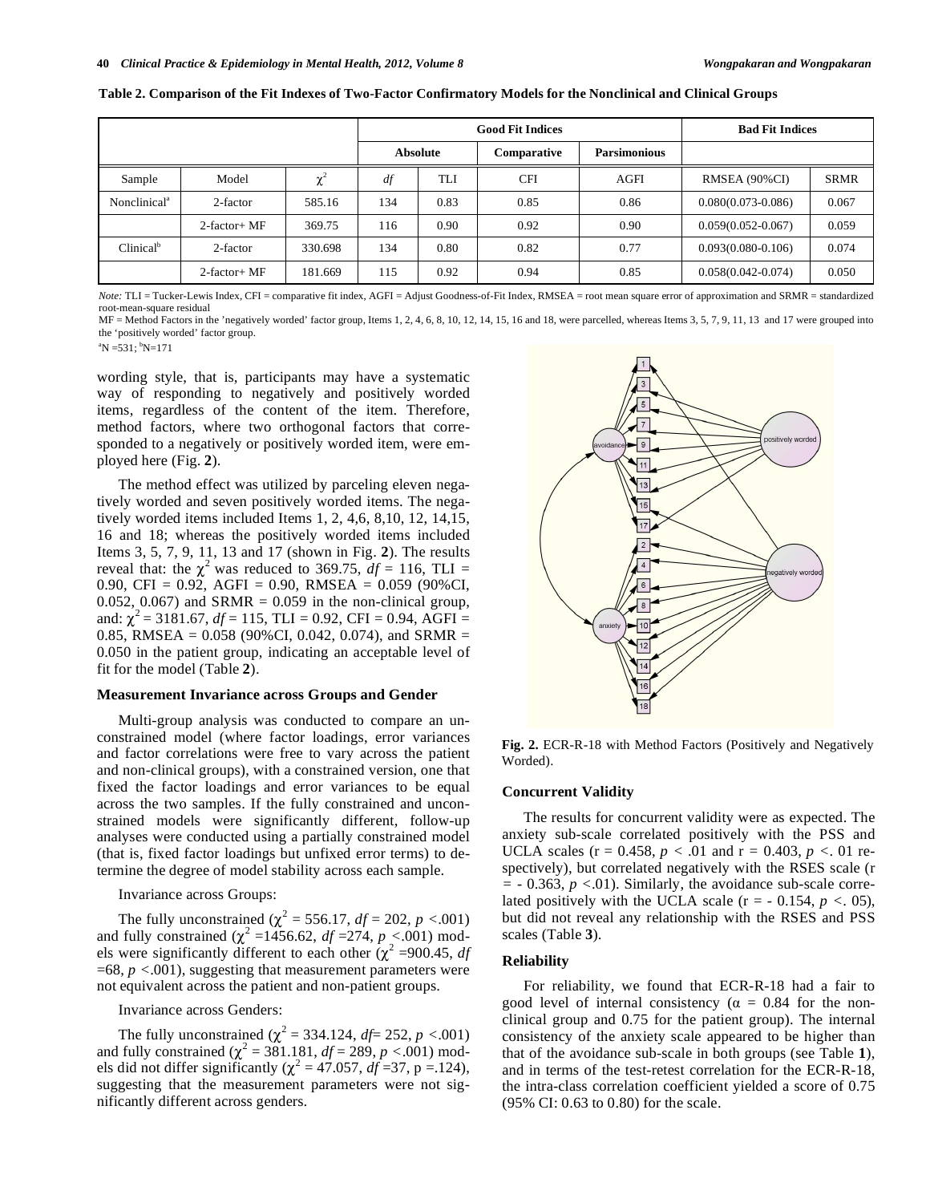**Table 2. Comparison of the Fit Indexes of Two-Factor Confirmatory Models for the Nonclinical and Clinical Groups**

| | | | Good Fit Indices | | | | Bad Fit Indices | |
|---|---|---|---|---|---|---|---|---|
| | | | Absolute | | Comparative | Parsimonious | | |
| Sample | Model | $\chi^2$ | *df* | TLI | CFI | AGFI | RMSEA (90%CI) | SRMR |
| Nonclinical[a] | 2-factor | 585.16 | 134 | 0.83 | 0.85 | 0.86 | 0.080(0.073-0.086) | 0.067 |
| | 2-factor+ MF | 369.75 | 116 | 0.90 | 0.92 | 0.90 | 0.059(0.052-0.067) | 0.059 |
| Clinical[b] | 2-factor | 330.698 | 134 | 0.80 | 0.82 | 0.77 | 0.093(0.080-0.106) | 0.074 |
| | 2-factor+ MF | 181.669 | 115 | 0.92 | 0.94 | 0.85 | 0.058(0.042-0.074) | 0.050 |

*Note:* TLI = Tucker-Lewis Index, CFI = comparative fit index, AGFI = Adjust Goodness-of-Fit Index, RMSEA = root mean square error of approximation and SRMR = standardized root-mean-square residual

MF = Method Factors in the 'negatively worded' factor group, Items 1, 2, 4, 6, 8, 10, 12, 14, 15, 16 and 18, were parcelled, whereas Items 3, 5, 7, 9, 11, 13 and 17 were grouped into the 'positively worded' factor group.

[a]N =531; [b]N=171

wording style, that is, participants may have a systematic way of responding to negatively and positively worded items, regardless of the content of the item. Therefore, method factors, where two orthogonal factors that corresponded to a negatively or positively worded item, were employed here (Fig. **2**).

The method effect was utilized by parceling eleven negatively worded and seven positively worded items. The negatively worded items included Items 1, 2, 4,6, 8,10, 12, 14,15, 16 and 18; whereas the positively worded items included Items 3, 5, 7, 9, 11, 13 and 17 (shown in Fig. **2**). The results reveal that: the $\chi^2$ was reduced to 369.75, $df$ = 116, TLI = 0.90, CFI = 0.92, AGFI = 0.90, RMSEA = 0.059 (90%CI, 0.052, 0.067) and SRMR = 0.059 in the non-clinical group, and: $\chi^2$ = 3181.67, $df$ = 115, TLI = 0.92, CFI = 0.94, AGFI = 0.85, RMSEA = 0.058 (90%CI, 0.042, 0.074), and SRMR = 0.050 in the patient group, indicating an acceptable level of fit for the model (Table **2**).

### Measurement Invariance across Groups and Gender

Multi-group analysis was conducted to compare an unconstrained model (where factor loadings, error variances and factor correlations were free to vary across the patient and non-clinical groups), with a constrained version, one that fixed the factor loadings and error variances to be equal across the two samples. If the fully constrained and unconstrained models were significantly different, follow-up analyses were conducted using a partially constrained model (that is, fixed factor loadings but unfixed error terms) to determine the degree of model stability across each sample.

Invariance across Groups:

The fully unconstrained ($\chi^2$ = 556.17, $df$ = 202, $p$ <.001) and fully constrained ($\chi^2$ =1456.62, $df$ =274, $p$ <.001) models were significantly different to each other ($\chi^2$ =900.45, $df$ =68, $p$ <.001), suggesting that measurement parameters were not equivalent across the patient and non-patient groups.

Invariance across Genders:

The fully unconstrained ($\chi^2$ = 334.124, $df$= 252, $p$ <.001) and fully constrained ($\chi^2$ = 381.181, $df$ = 289, $p$ <.001) models did not differ significantly ($\chi^2$ = 47.057, $df$ =37, p =.124), suggesting that the measurement parameters were not significantly different across genders.

**Fig. 2.** ECR-R-18 with Method Factors (Positively and Negatively Worded).

### Concurrent Validity

The results for concurrent validity were as expected. The anxiety sub-scale correlated positively with the PSS and UCLA scales (r = 0.458, $p$ < .01 and r = 0.403, $p$ <. 01 respectively), but correlated negatively with the RSES scale (r = - 0.363, $p$ <.01). Similarly, the avoidance sub-scale correlated positively with the UCLA scale (r = - 0.154, $p$ <. 05), but did not reveal any relationship with the RSES and PSS scales (Table **3**).

### Reliability

For reliability, we found that ECR-R-18 had a fair to good level of internal consistency (α = 0.84 for the non-clinical group and 0.75 for the patient group). The internal consistency of the anxiety scale appeared to be higher than that of the avoidance sub-scale in both groups (see Table **1**), and in terms of the test-retest correlation for the ECR-R-18, the intra-class correlation coefficient yielded a score of 0.75 (95% CI: 0.63 to 0.80) for the scale.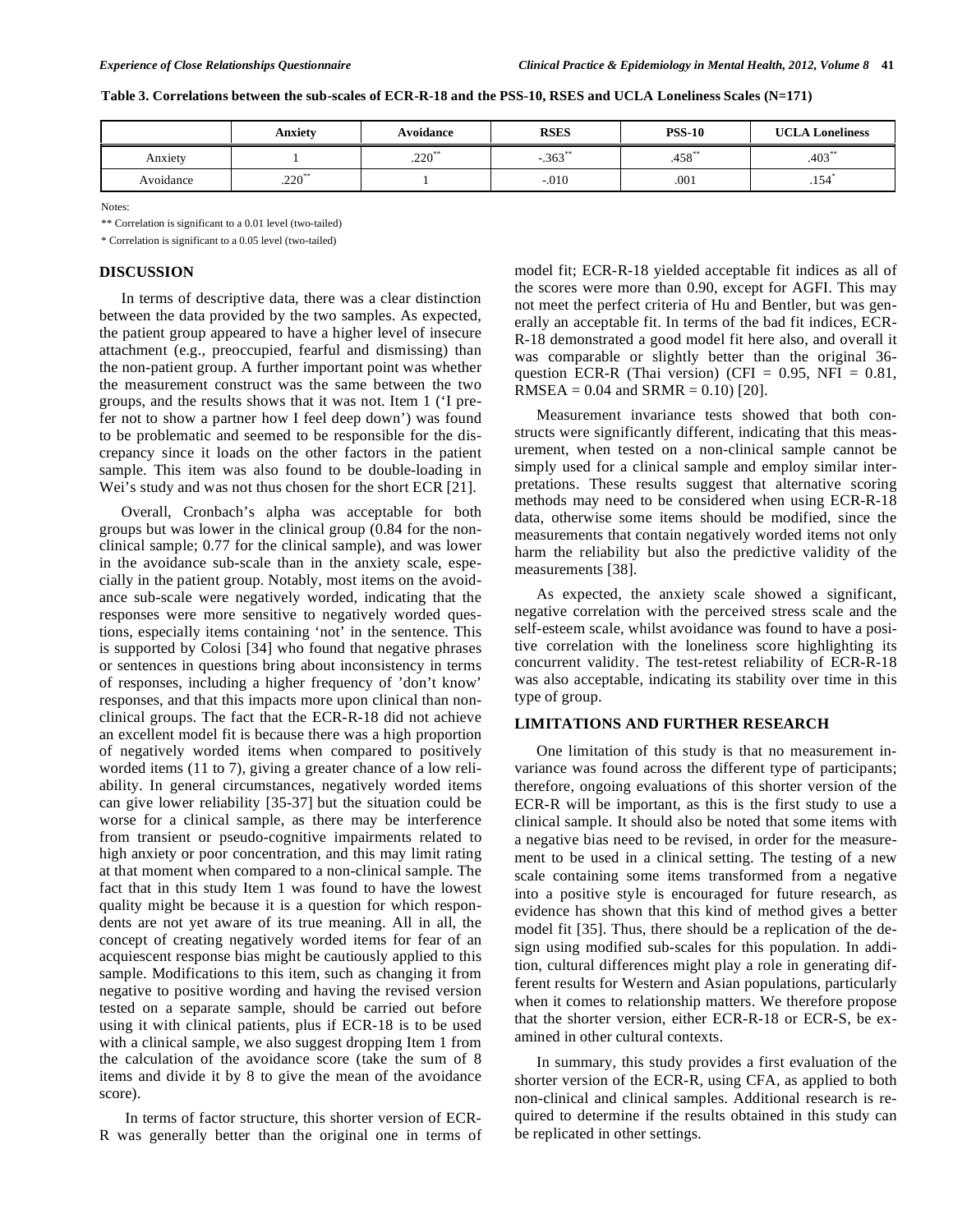**Table 3. Correlations between the sub-scales of ECR-R-18 and the PSS-10, RSES and UCLA Loneliness Scales (N=171)**

| | Anxiety | Avoidance | RSES | PSS-10 | UCLA Loneliness |
|---|---|---|---|---|---|
| Anxiety | 1 | .220** | -.363** | .458** | .403** |
| Avoidance | .220** | 1 | -.010 | .001 | .154* |

Notes:

** Correlation is significant to a 0.01 level (two-tailed)

* Correlation is significant to a 0.05 level (two-tailed)

## DISCUSSION

In terms of descriptive data, there was a clear distinction between the data provided by the two samples. As expected, the patient group appeared to have a higher level of insecure attachment (e.g., preoccupied, fearful and dismissing) than the non-patient group. A further important point was whether the measurement construct was the same between the two groups, and the results shows that it was not. Item 1 ('I prefer not to show a partner how I feel deep down') was found to be problematic and seemed to be responsible for the discrepancy since it loads on the other factors in the patient sample. This item was also found to be double-loading in Wei's study and was not thus chosen for the short ECR [21].

Overall, Cronbach's alpha was acceptable for both groups but was lower in the clinical group (0.84 for the non-clinical sample; 0.77 for the clinical sample), and was lower in the avoidance sub-scale than in the anxiety scale, especially in the patient group. Notably, most items on the avoidance sub-scale were negatively worded, indicating that the responses were more sensitive to negatively worded questions, especially items containing 'not' in the sentence. This is supported by Colosi [34] who found that negative phrases or sentences in questions bring about inconsistency in terms of responses, including a higher frequency of 'don't know' responses, and that this impacts more upon clinical than non-clinical groups. The fact that the ECR-R-18 did not achieve an excellent model fit is because there was a high proportion of negatively worded items when compared to positively worded items (11 to 7), giving a greater chance of a low reliability. In general circumstances, negatively worded items can give lower reliability [35-37] but the situation could be worse for a clinical sample, as there may be interference from transient or pseudo-cognitive impairments related to high anxiety or poor concentration, and this may limit rating at that moment when compared to a non-clinical sample. The fact that in this study Item 1 was found to have the lowest quality might be because it is a question for which respondents are not yet aware of its true meaning. All in all, the concept of creating negatively worded items for fear of an acquiescent response bias might be cautiously applied to this sample. Modifications to this item, such as changing it from negative to positive wording and having the revised version tested on a separate sample, should be carried out before using it with clinical patients, plus if ECR-18 is to be used with a clinical sample, we also suggest dropping Item 1 from the calculation of the avoidance score (take the sum of 8 items and divide it by 8 to give the mean of the avoidance score).

In terms of factor structure, this shorter version of ECR-R was generally better than the original one in terms of model fit; ECR-R-18 yielded acceptable fit indices as all of the scores were more than 0.90, except for AGFI. This may not meet the perfect criteria of Hu and Bentler, but was generally an acceptable fit. In terms of the bad fit indices, ECR-R-18 demonstrated a good model fit here also, and overall it was comparable or slightly better than the original 36-question ECR-R (Thai version) (CFI = 0.95, NFI = 0.81, RMSEA = 0.04 and SRMR = 0.10) [20].

Measurement invariance tests showed that both constructs were significantly different, indicating that this measurement, when tested on a non-clinical sample cannot be simply used for a clinical sample and employ similar interpretations. These results suggest that alternative scoring methods may need to be considered when using ECR-R-18 data, otherwise some items should be modified, since the measurements that contain negatively worded items not only harm the reliability but also the predictive validity of the measurements [38].

As expected, the anxiety scale showed a significant, negative correlation with the perceived stress scale and the self-esteem scale, whilst avoidance was found to have a positive correlation with the loneliness score highlighting its concurrent validity. The test-retest reliability of ECR-R-18 was also acceptable, indicating its stability over time in this type of group.

## LIMITATIONS AND FURTHER RESEARCH

One limitation of this study is that no measurement invariance was found across the different type of participants; therefore, ongoing evaluations of this shorter version of the ECR-R will be important, as this is the first study to use a clinical sample. It should also be noted that some items with a negative bias need to be revised, in order for the measurement to be used in a clinical setting. The testing of a new scale containing some items transformed from a negative into a positive style is encouraged for future research, as evidence has shown that this kind of method gives a better model fit [35]. Thus, there should be a replication of the design using modified sub-scales for this population. In addition, cultural differences might play a role in generating different results for Western and Asian populations, particularly when it comes to relationship matters. We therefore propose that the shorter version, either ECR-R-18 or ECR-S, be examined in other cultural contexts.

In summary, this study provides a first evaluation of the shorter version of the ECR-R, using CFA, as applied to both non-clinical and clinical samples. Additional research is required to determine if the results obtained in this study can be replicated in other settings.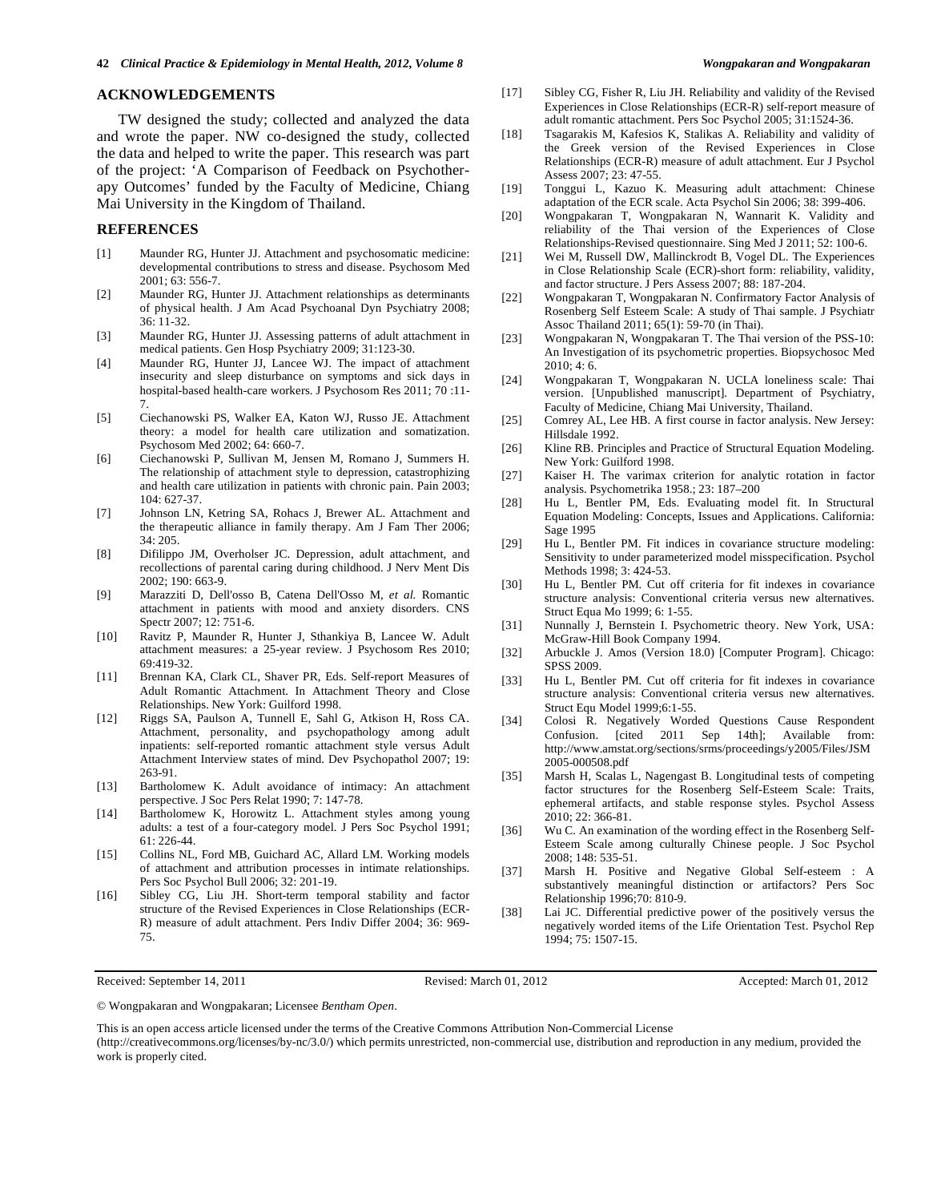## ACKNOWLEDGEMENTS

TW designed the study; collected and analyzed the data and wrote the paper. NW co-designed the study, collected the data and helped to write the paper. This research was part of the project: 'A Comparison of Feedback on Psychotherapy Outcomes' funded by the Faculty of Medicine, Chiang Mai University in the Kingdom of Thailand.

## REFERENCES

[1] Maunder RG, Hunter JJ. Attachment and psychosomatic medicine: developmental contributions to stress and disease. Psychosom Med 2001; 63: 556-7.

[2] Maunder RG, Hunter JJ. Attachment relationships as determinants of physical health. J Am Acad Psychoanal Dyn Psychiatry 2008; 36: 11-32.

[3] Maunder RG, Hunter JJ. Assessing patterns of adult attachment in medical patients. Gen Hosp Psychiatry 2009; 31:123-30.

[4] Maunder RG, Hunter JJ, Lancee WJ. The impact of attachment insecurity and sleep disturbance on symptoms and sick days in hospital-based health-care workers. J Psychosom Res 2011; 70 :11-7.

[5] Ciechanowski PS, Walker EA, Katon WJ, Russo JE. Attachment theory: a model for health care utilization and somatization. Psychosom Med 2002; 64: 660-7.

[6] Ciechanowski P, Sullivan M, Jensen M, Romano J, Summers H. The relationship of attachment style to depression, catastrophizing and health care utilization in patients with chronic pain. Pain 2003; 104: 627-37.

[7] Johnson LN, Ketring SA, Rohacs J, Brewer AL. Attachment and the therapeutic alliance in family therapy. Am J Fam Ther 2006; 34: 205.

[8] Difilippo JM, Overholser JC. Depression, adult attachment, and recollections of parental caring during childhood. J Nerv Ment Dis 2002; 190: 663-9.

[9] Marazziti D, Dell'osso B, Catena Dell'Osso M, *et al.* Romantic attachment in patients with mood and anxiety disorders. CNS Spectr 2007; 12: 751-6.

[10] Ravitz P, Maunder R, Hunter J, Sthankiya B, Lancee W. Adult attachment measures: a 25-year review. J Psychosom Res 2010; 69:419-32.

[11] Brennan KA, Clark CL, Shaver PR, Eds. Self-report Measures of Adult Romantic Attachment. In Attachment Theory and Close Relationships. New York: Guilford 1998.

[12] Riggs SA, Paulson A, Tunnell E, Sahl G, Atkison H, Ross CA. Attachment, personality, and psychopathology among adult inpatients: self-reported romantic attachment style versus Adult Attachment Interview states of mind. Dev Psychopathol 2007; 19: 263-91.

[13] Bartholomew K. Adult avoidance of intimacy: An attachment perspective. J Soc Pers Relat 1990; 7: 147-78.

[14] Bartholomew K, Horowitz L. Attachment styles among young adults: a test of a four-category model. J Pers Soc Psychol 1991; 61: 226-44.

[15] Collins NL, Ford MB, Guichard AC, Allard LM. Working models of attachment and attribution processes in intimate relationships. Pers Soc Psychol Bull 2006; 32: 201-19.

[16] Sibley CG, Liu JH. Short-term temporal stability and factor structure of the Revised Experiences in Close Relationships (ECR-R) measure of adult attachment. Pers Indiv Differ 2004; 36: 969-75.

[17] Sibley CG, Fisher R, Liu JH. Reliability and validity of the Revised Experiences in Close Relationships (ECR-R) self-report measure of adult romantic attachment. Pers Soc Psychol 2005; 31:1524-36.

[18] Tsagarakis M, Kafesios K, Stalikas A. Reliability and validity of the Greek version of the Revised Experiences in Close Relationships (ECR-R) measure of adult attachment. Eur J Psychol Assess 2007; 23: 47-55.

[19] Tonggui L, Kazuo K. Measuring adult attachment: Chinese adaptation of the ECR scale. Acta Psychol Sin 2006; 38: 399-406.

[20] Wongpakaran T, Wongpakaran N, Wannarit K. Validity and reliability of the Thai version of the Experiences of Close Relationships-Revised questionnaire. Sing Med J 2011; 52: 100-6.

[21] Wei M, Russell DW, Mallinckrodt B, Vogel DL. The Experiences in Close Relationship Scale (ECR)-short form: reliability, validity, and factor structure. J Pers Assess 2007; 88: 187-204.

[22] Wongpakaran T, Wongpakaran N. Confirmatory Factor Analysis of Rosenberg Self Esteem Scale: A study of Thai sample. J Psychiatr Assoc Thailand 2011; 65(1): 59-70 (in Thai).

[23] Wongpakaran N, Wongpakaran T. The Thai version of the PSS-10: An Investigation of its psychometric properties. Biopsychosoc Med 2010; 4: 6.

[24] Wongpakaran T, Wongpakaran N. UCLA loneliness scale: Thai version. [Unpublished manuscript]. Department of Psychiatry, Faculty of Medicine, Chiang Mai University, Thailand.

[25] Comrey AL, Lee HB. A first course in factor analysis. New Jersey: Hillsdale 1992.

[26] Kline RB. Principles and Practice of Structural Equation Modeling. New York: Guilford 1998.

[27] Kaiser H. The varimax criterion for analytic rotation in factor analysis. Psychometrika 1958.; 23: 187–200

[28] Hu L, Bentler PM, Eds. Evaluating model fit. In Structural Equation Modeling: Concepts, Issues and Applications. California: Sage 1995

[29] Hu L, Bentler PM. Fit indices in covariance structure modeling: Sensitivity to under parameterized model misspecification. Psychol Methods 1998; 3: 424-53.

[30] Hu L, Bentler PM. Cut off criteria for fit indexes in covariance structure analysis: Conventional criteria versus new alternatives. Struct Equa Mo 1999; 6: 1-55.

[31] Nunnally J, Bernstein I. Psychometric theory. New York, USA: McGraw-Hill Book Company 1994.

[32] Arbuckle J. Amos (Version 18.0) [Computer Program]. Chicago: SPSS 2009.

[33] Hu L, Bentler PM. Cut off criteria for fit indexes in covariance structure analysis: Conventional criteria versus new alternatives. Struct Equ Model 1999;6:1-55.

[34] Colosi R. Negatively Worded Questions Cause Respondent Confusion. [cited 2011 Sep 14th]; Available from: http://www.amstat.org/sections/srms/proceedings/y2005/Files/JSM2005-000508.pdf

[35] Marsh H, Scalas L, Nagengast B. Longitudinal tests of competing factor structures for the Rosenberg Self-Esteem Scale: Traits, ephemeral artifacts, and stable response styles. Psychol Assess 2010; 22: 366-81.

[36] Wu C. An examination of the wording effect in the Rosenberg Self-Esteem Scale among culturally Chinese people. J Soc Psychol 2008; 148: 535-51.

[37] Marsh H. Positive and Negative Global Self-esteem : A substantively meaningful distinction or artifactors? Pers Soc Relationship 1996;70: 810-9.

[38] Lai JC. Differential predictive power of the positively versus the negatively worded items of the Life Orientation Test. Psychol Rep 1994; 75: 1507-15.

Received: September 14, 2011 Revised: March 01, 2012 Accepted: March 01, 2012

© Wongpakaran and Wongpakaran; Licensee *Bentham Open*.

This is an open access article licensed under the terms of the Creative Commons Attribution Non-Commercial License (http://creativecommons.org/licenses/by-nc/3.0/) which permits unrestricted, non-commercial use, distribution and reproduction in any medium, provided the work is properly cited.